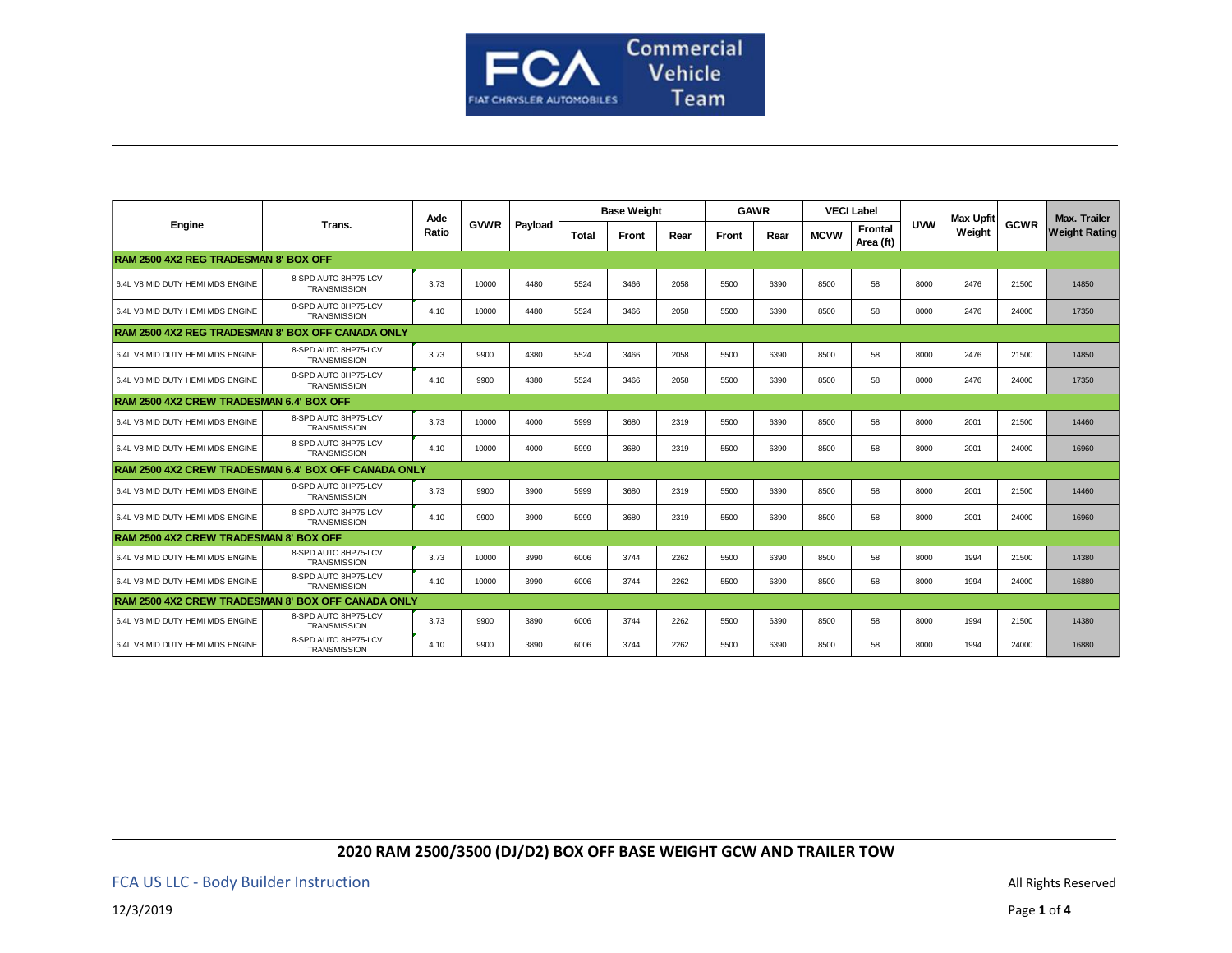FCA Commercial Vehicle Team

| Engine | Trans. | Axle Ratio | GVWR | Payload | Base Weight | | | GAWR | | VECI Label | | UVW | Max Upfit Weight | GCWR | Max. Trailer Weight Rating |
|---|---|---|---|---|---|---|---|---|---|---|---|---|---|---|---|
| | | | | | Total | Front | Rear | Front | Rear | MCVW | Frontal Area (ft) | | | | |
| **RAM 2500 4X2 REG TRADESMAN 8' BOX OFF** | | | | | | | | | | | | | | | |
| 6.4L V8 MID DUTY HEMI MDS ENGINE | 8-SPD AUTO 8HP75-LCV TRANSMISSION | 3.73 | 10000 | 4480 | 5524 | 3466 | 2058 | 5500 | 6390 | 8500 | 58 | 8000 | 2476 | 21500 | 14850 |
| 6.4L V8 MID DUTY HEMI MDS ENGINE | 8-SPD AUTO 8HP75-LCV TRANSMISSION | 4.10 | 10000 | 4480 | 5524 | 3466 | 2058 | 5500 | 6390 | 8500 | 58 | 8000 | 2476 | 24000 | 17350 |
| **RAM 2500 4X2 REG TRADESMAN 8' BOX OFF CANADA ONLY** | | | | | | | | | | | | | | | |
| 6.4L V8 MID DUTY HEMI MDS ENGINE | 8-SPD AUTO 8HP75-LCV TRANSMISSION | 3.73 | 9900 | 4380 | 5524 | 3466 | 2058 | 5500 | 6390 | 8500 | 58 | 8000 | 2476 | 21500 | 14850 |
| 6.4L V8 MID DUTY HEMI MDS ENGINE | 8-SPD AUTO 8HP75-LCV TRANSMISSION | 4.10 | 9900 | 4380 | 5524 | 3466 | 2058 | 5500 | 6390 | 8500 | 58 | 8000 | 2476 | 24000 | 17350 |
| **RAM 2500 4X2 CREW TRADESMAN 6.4' BOX OFF** | | | | | | | | | | | | | | | |
| 6.4L V8 MID DUTY HEMI MDS ENGINE | 8-SPD AUTO 8HP75-LCV TRANSMISSION | 3.73 | 10000 | 4000 | 5999 | 3680 | 2319 | 5500 | 6390 | 8500 | 58 | 8000 | 2001 | 21500 | 14460 |
| 6.4L V8 MID DUTY HEMI MDS ENGINE | 8-SPD AUTO 8HP75-LCV TRANSMISSION | 4.10 | 10000 | 4000 | 5999 | 3680 | 2319 | 5500 | 6390 | 8500 | 58 | 8000 | 2001 | 24000 | 16960 |
| **RAM 2500 4X2 CREW TRADESMAN 6.4' BOX OFF CANADA ONLY** | | | | | | | | | | | | | | | |
| 6.4L V8 MID DUTY HEMI MDS ENGINE | 8-SPD AUTO 8HP75-LCV TRANSMISSION | 3.73 | 9900 | 3900 | 5999 | 3680 | 2319 | 5500 | 6390 | 8500 | 58 | 8000 | 2001 | 21500 | 14460 |
| 6.4L V8 MID DUTY HEMI MDS ENGINE | 8-SPD AUTO 8HP75-LCV TRANSMISSION | 4.10 | 9900 | 3900 | 5999 | 3680 | 2319 | 5500 | 6390 | 8500 | 58 | 8000 | 2001 | 24000 | 16960 |
| **RAM 2500 4X2 CREW TRADESMAN 8' BOX OFF** | | | | | | | | | | | | | | | |
| 6.4L V8 MID DUTY HEMI MDS ENGINE | 8-SPD AUTO 8HP75-LCV TRANSMISSION | 3.73 | 10000 | 3990 | 6006 | 3744 | 2262 | 5500 | 6390 | 8500 | 58 | 8000 | 1994 | 21500 | 14380 |
| 6.4L V8 MID DUTY HEMI MDS ENGINE | 8-SPD AUTO 8HP75-LCV TRANSMISSION | 4.10 | 10000 | 3990 | 6006 | 3744 | 2262 | 5500 | 6390 | 8500 | 58 | 8000 | 1994 | 24000 | 16880 |
| **RAM 2500 4X2 CREW TRADESMAN 8' BOX OFF CANADA ONLY** | | | | | | | | | | | | | | | |
| 6.4L V8 MID DUTY HEMI MDS ENGINE | 8-SPD AUTO 8HP75-LCV TRANSMISSION | 3.73 | 9900 | 3890 | 6006 | 3744 | 2262 | 5500 | 6390 | 8500 | 58 | 8000 | 1994 | 21500 | 14380 |
| 6.4L V8 MID DUTY HEMI MDS ENGINE | 8-SPD AUTO 8HP75-LCV TRANSMISSION | 4.10 | 9900 | 3890 | 6006 | 3744 | 2262 | 5500 | 6390 | 8500 | 58 | 8000 | 1994 | 24000 | 16880 |

**2020 RAM 2500/3500 (DJ/D2) BOX OFF BASE WEIGHT GCW AND TRAILER TOW**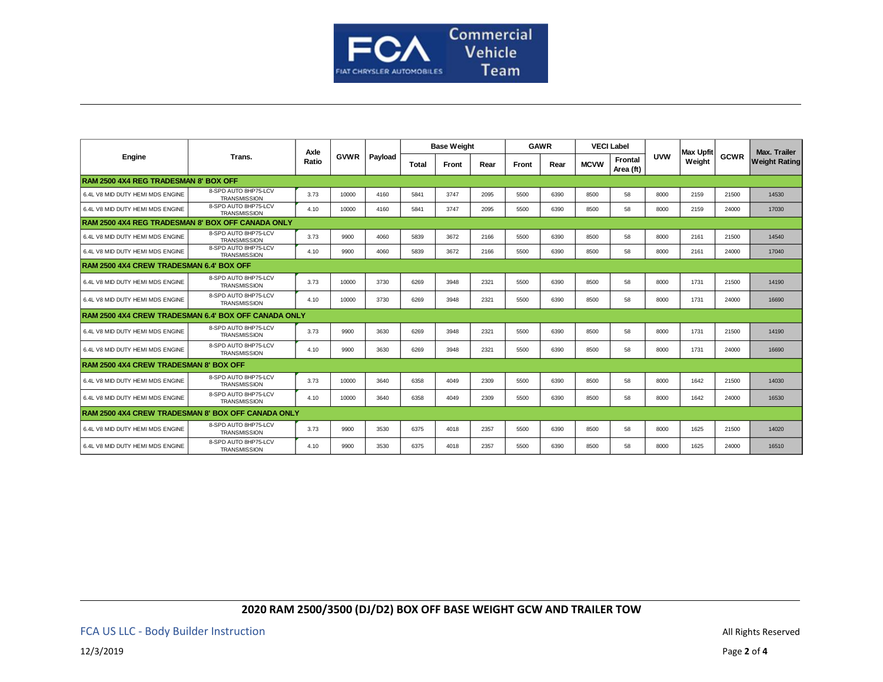| Engine | Trans. | Axle Ratio | GVWR | Payload | Base Weight | | | GAWR | | VECI Label | | UVW | Max Upfit Weight | GCWR | Max. Trailer Weight Rating |
|---|---|---|---|---|---|---|---|---|---|---|---|---|---|---|---|
| | | | | | Total | Front | Rear | Front | Rear | MCVW | Frontal Area (ft) | | | | |
| **RAM 2500 4X4 REG TRADESMAN 8' BOX OFF** | | | | | | | | | | | | | | | |
| 6.4L V8 MID DUTY HEMI MDS ENGINE | 8-SPD AUTO 8HP75-LCV TRANSMISSION | 3.73 | 10000 | 4160 | 5841 | 3747 | 2095 | 5500 | 6390 | 8500 | 58 | 8000 | 2159 | 21500 | 14530 |
| 6.4L V8 MID DUTY HEMI MDS ENGINE | 8-SPD AUTO 8HP75-LCV TRANSMISSION | 4.10 | 10000 | 4160 | 5841 | 3747 | 2095 | 5500 | 6390 | 8500 | 58 | 8000 | 2159 | 24000 | 17030 |
| **RAM 2500 4X4 REG TRADESMAN 8' BOX OFF CANADA ONLY** | | | | | | | | | | | | | | | |
| 6.4L V8 MID DUTY HEMI MDS ENGINE | 8-SPD AUTO 8HP75-LCV TRANSMISSION | 3.73 | 9900 | 4060 | 5839 | 3672 | 2166 | 5500 | 6390 | 8500 | 58 | 8000 | 2161 | 21500 | 14540 |
| 6.4L V8 MID DUTY HEMI MDS ENGINE | 8-SPD AUTO 8HP75-LCV TRANSMISSION | 4.10 | 9900 | 4060 | 5839 | 3672 | 2166 | 5500 | 6390 | 8500 | 58 | 8000 | 2161 | 24000 | 17040 |
| **RAM 2500 4X4 CREW TRADESMAN 6.4' BOX OFF** | | | | | | | | | | | | | | | |
| 6.4L V8 MID DUTY HEMI MDS ENGINE | 8-SPD AUTO 8HP75-LCV TRANSMISSION | 3.73 | 10000 | 3730 | 6269 | 3948 | 2321 | 5500 | 6390 | 8500 | 58 | 8000 | 1731 | 21500 | 14190 |
| 6.4L V8 MID DUTY HEMI MDS ENGINE | 8-SPD AUTO 8HP75-LCV TRANSMISSION | 4.10 | 10000 | 3730 | 6269 | 3948 | 2321 | 5500 | 6390 | 8500 | 58 | 8000 | 1731 | 24000 | 16690 |
| **RAM 2500 4X4 CREW TRADESMAN 6.4' BOX OFF CANADA ONLY** | | | | | | | | | | | | | | | |
| 6.4L V8 MID DUTY HEMI MDS ENGINE | 8-SPD AUTO 8HP75-LCV TRANSMISSION | 3.73 | 9900 | 3630 | 6269 | 3948 | 2321 | 5500 | 6390 | 8500 | 58 | 8000 | 1731 | 21500 | 14190 |
| 6.4L V8 MID DUTY HEMI MDS ENGINE | 8-SPD AUTO 8HP75-LCV TRANSMISSION | 4.10 | 9900 | 3630 | 6269 | 3948 | 2321 | 5500 | 6390 | 8500 | 58 | 8000 | 1731 | 24000 | 16690 |
| **RAM 2500 4X4 CREW TRADESMAN 8' BOX OFF** | | | | | | | | | | | | | | | |
| 6.4L V8 MID DUTY HEMI MDS ENGINE | 8-SPD AUTO 8HP75-LCV TRANSMISSION | 3.73 | 10000 | 3640 | 6358 | 4049 | 2309 | 5500 | 6390 | 8500 | 58 | 8000 | 1642 | 21500 | 14030 |
| 6.4L V8 MID DUTY HEMI MDS ENGINE | 8-SPD AUTO 8HP75-LCV TRANSMISSION | 4.10 | 10000 | 3640 | 6358 | 4049 | 2309 | 5500 | 6390 | 8500 | 58 | 8000 | 1642 | 24000 | 16530 |
| **RAM 2500 4X4 CREW TRADESMAN 8' BOX OFF CANADA ONLY** | | | | | | | | | | | | | | | |
| 6.4L V8 MID DUTY HEMI MDS ENGINE | 8-SPD AUTO 8HP75-LCV TRANSMISSION | 3.73 | 9900 | 3530 | 6375 | 4018 | 2357 | 5500 | 6390 | 8500 | 58 | 8000 | 1625 | 21500 | 14020 |
| 6.4L V8 MID DUTY HEMI MDS ENGINE | 8-SPD AUTO 8HP75-LCV TRANSMISSION | 4.10 | 9900 | 3530 | 6375 | 4018 | 2357 | 5500 | 6390 | 8500 | 58 | 8000 | 1625 | 24000 | 16510 |

**2020 RAM 2500/3500 (DJ/D2) BOX OFF BASE WEIGHT GCW AND TRAILER TOW**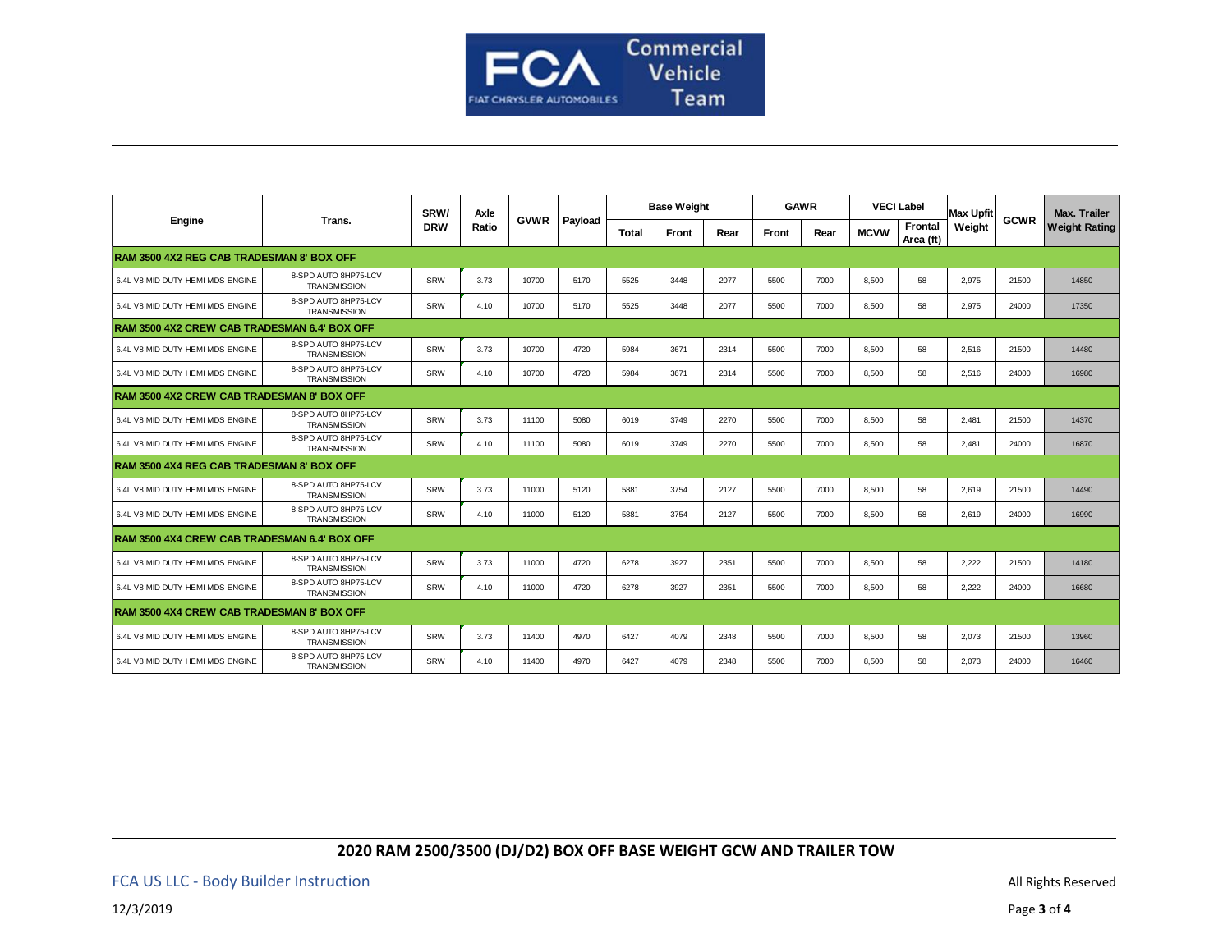| Engine | Trans. | SRW/ DRW | Axle Ratio | GVWR | Payload | Base Weight | | | GAWR | | VECI Label | | Max Upfit Weight | GCWR | Max. Trailer Weight Rating |
|---|---|---|---|---|---|---|---|---|---|---|---|---|---|---|---|
| | | | | | | Total | Front | Rear | Front | Rear | MCVW | Frontal Area (ft) | | | |
| **RAM 3500 4X2 REG CAB TRADESMAN 8' BOX OFF** | | | | | | | | | | | | | | | |
| 6.4L V8 MID DUTY HEMI MDS ENGINE | 8-SPD AUTO 8HP75-LCV TRANSMISSION | SRW | 3.73 | 10700 | 5170 | 5525 | 3448 | 2077 | 5500 | 7000 | 8,500 | 58 | 2,975 | 21500 | 14850 |
| 6.4L V8 MID DUTY HEMI MDS ENGINE | 8-SPD AUTO 8HP75-LCV TRANSMISSION | SRW | 4.10 | 10700 | 5170 | 5525 | 3448 | 2077 | 5500 | 7000 | 8,500 | 58 | 2,975 | 24000 | 17350 |
| **RAM 3500 4X2 CREW CAB TRADESMAN 6.4' BOX OFF** | | | | | | | | | | | | | | | |
| 6.4L V8 MID DUTY HEMI MDS ENGINE | 8-SPD AUTO 8HP75-LCV TRANSMISSION | SRW | 3.73 | 10700 | 4720 | 5984 | 3671 | 2314 | 5500 | 7000 | 8,500 | 58 | 2,516 | 21500 | 14480 |
| 6.4L V8 MID DUTY HEMI MDS ENGINE | 8-SPD AUTO 8HP75-LCV TRANSMISSION | SRW | 4.10 | 10700 | 4720 | 5984 | 3671 | 2314 | 5500 | 7000 | 8,500 | 58 | 2,516 | 24000 | 16980 |
| **RAM 3500 4X2 CREW CAB TRADESMAN 8' BOX OFF** | | | | | | | | | | | | | | | |
| 6.4L V8 MID DUTY HEMI MDS ENGINE | 8-SPD AUTO 8HP75-LCV TRANSMISSION | SRW | 3.73 | 11100 | 5080 | 6019 | 3749 | 2270 | 5500 | 7000 | 8,500 | 58 | 2,481 | 21500 | 14370 |
| 6.4L V8 MID DUTY HEMI MDS ENGINE | 8-SPD AUTO 8HP75-LCV TRANSMISSION | SRW | 4.10 | 11100 | 5080 | 6019 | 3749 | 2270 | 5500 | 7000 | 8,500 | 58 | 2,481 | 24000 | 16870 |
| **RAM 3500 4X4 REG CAB TRADESMAN 8' BOX OFF** | | | | | | | | | | | | | | | |
| 6.4L V8 MID DUTY HEMI MDS ENGINE | 8-SPD AUTO 8HP75-LCV TRANSMISSION | SRW | 3.73 | 11000 | 5120 | 5881 | 3754 | 2127 | 5500 | 7000 | 8,500 | 58 | 2,619 | 21500 | 14490 |
| 6.4L V8 MID DUTY HEMI MDS ENGINE | 8-SPD AUTO 8HP75-LCV TRANSMISSION | SRW | 4.10 | 11000 | 5120 | 5881 | 3754 | 2127 | 5500 | 7000 | 8,500 | 58 | 2,619 | 24000 | 16990 |
| **RAM 3500 4X4 CREW CAB TRADESMAN 6.4' BOX OFF** | | | | | | | | | | | | | | | |
| 6.4L V8 MID DUTY HEMI MDS ENGINE | 8-SPD AUTO 8HP75-LCV TRANSMISSION | SRW | 3.73 | 11000 | 4720 | 6278 | 3927 | 2351 | 5500 | 7000 | 8,500 | 58 | 2,222 | 21500 | 14180 |
| 6.4L V8 MID DUTY HEMI MDS ENGINE | 8-SPD AUTO 8HP75-LCV TRANSMISSION | SRW | 4.10 | 11000 | 4720 | 6278 | 3927 | 2351 | 5500 | 7000 | 8,500 | 58 | 2,222 | 24000 | 16680 |
| **RAM 3500 4X4 CREW CAB TRADESMAN 8' BOX OFF** | | | | | | | | | | | | | | | |
| 6.4L V8 MID DUTY HEMI MDS ENGINE | 8-SPD AUTO 8HP75-LCV TRANSMISSION | SRW | 3.73 | 11400 | 4970 | 6427 | 4079 | 2348 | 5500 | 7000 | 8,500 | 58 | 2,073 | 21500 | 13960 |
| 6.4L V8 MID DUTY HEMI MDS ENGINE | 8-SPD AUTO 8HP75-LCV TRANSMISSION | SRW | 4.10 | 11400 | 4970 | 6427 | 4079 | 2348 | 5500 | 7000 | 8,500 | 58 | 2,073 | 24000 | 16460 |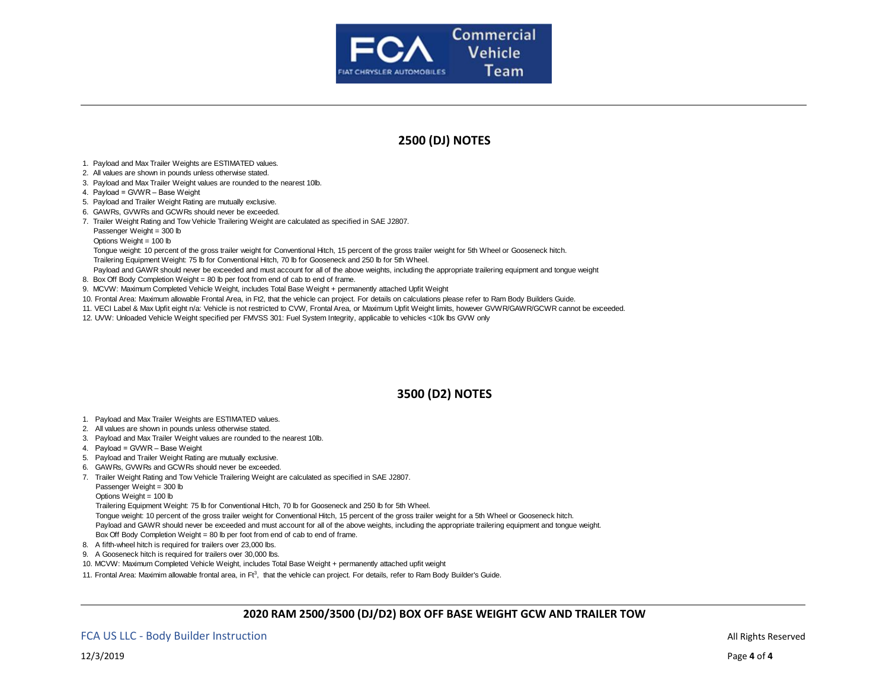## 2500 (DJ) NOTES

1. Payload and Max Trailer Weights are ESTIMATED values.
2. All values are shown in pounds unless otherwise stated.
3. Payload and Max Trailer Weight values are rounded to the nearest 10lb.
4. Payload = GVWR – Base Weight
5. Payload and Trailer Weight Rating are mutually exclusive.
6. GAWRs, GVWRs and GCWRs should never be exceeded.
7. Trailer Weight Rating and Tow Vehicle Trailering Weight are calculated as specified in SAE J2807.
   Passenger Weight = 300 lb
   Options Weight = 100 lb
   Tongue weight: 10 percent of the gross trailer weight for Conventional Hitch, 15 percent of the gross trailer weight for 5th Wheel or Gooseneck hitch.
   Trailering Equipment Weight: 75 lb for Conventional Hitch, 70 lb for Gooseneck and 250 lb for 5th Wheel.
   Payload and GAWR should never be exceeded and must account for all of the above weights, including the appropriate trailering equipment and tongue weight
8. Box Off Body Completion Weight = 80 lb per foot from end of cab to end of frame.
9. MCVW: Maximum Completed Vehicle Weight, includes Total Base Weight + permanently attached Upfit Weight
10. Frontal Area: Maximum allowable Frontal Area, in Ft2, that the vehicle can project. For details on calculations please refer to Ram Body Builders Guide.
11. VECI Label & Max Upfit eight n/a: Vehicle is not restricted to CVW, Frontal Area, or Maximum Upfit Weight limits, however GVWR/GAWR/GCWR cannot be exceeded.
12. UVW: Unloaded Vehicle Weight specified per FMVSS 301: Fuel System Integrity, applicable to vehicles <10k lbs GVW only

## 3500 (D2) NOTES

1. Payload and Max Trailer Weights are ESTIMATED values.
2. All values are shown in pounds unless otherwise stated.
3. Payload and Max Trailer Weight values are rounded to the nearest 10lb.
4. Payload = GVWR – Base Weight
5. Payload and Trailer Weight Rating are mutually exclusive.
6. GAWRs, GVWRs and GCWRs should never be exceeded.
7. Trailer Weight Rating and Tow Vehicle Trailering Weight are calculated as specified in SAE J2807.
   Passenger Weight = 300 lb
   Options Weight = 100 lb
   Trailering Equipment Weight: 75 lb for Conventional Hitch, 70 lb for Gooseneck and 250 lb for 5th Wheel.
   Tongue weight: 10 percent of the gross trailer weight for Conventional Hitch, 15 percent of the gross trailer weight for a 5th Wheel or Gooseneck hitch.
   Payload and GAWR should never be exceeded and must account for all of the above weights, including the appropriate trailering equipment and tongue weight.
   Box Off Body Completion Weight = 80 lb per foot from end of cab to end of frame.
8. A fifth-wheel hitch is required for trailers over 23,000 lbs.
9. A Gooseneck hitch is required for trailers over 30,000 lbs.
10. MCVW: Maximum Completed Vehicle Weight, includes Total Base Weight + permanently attached upfit weight
11. Frontal Area: Maximim allowable frontal area, in $Ft^3$, that the vehicle can project. For details, refer to Ram Body Builder's Guide.